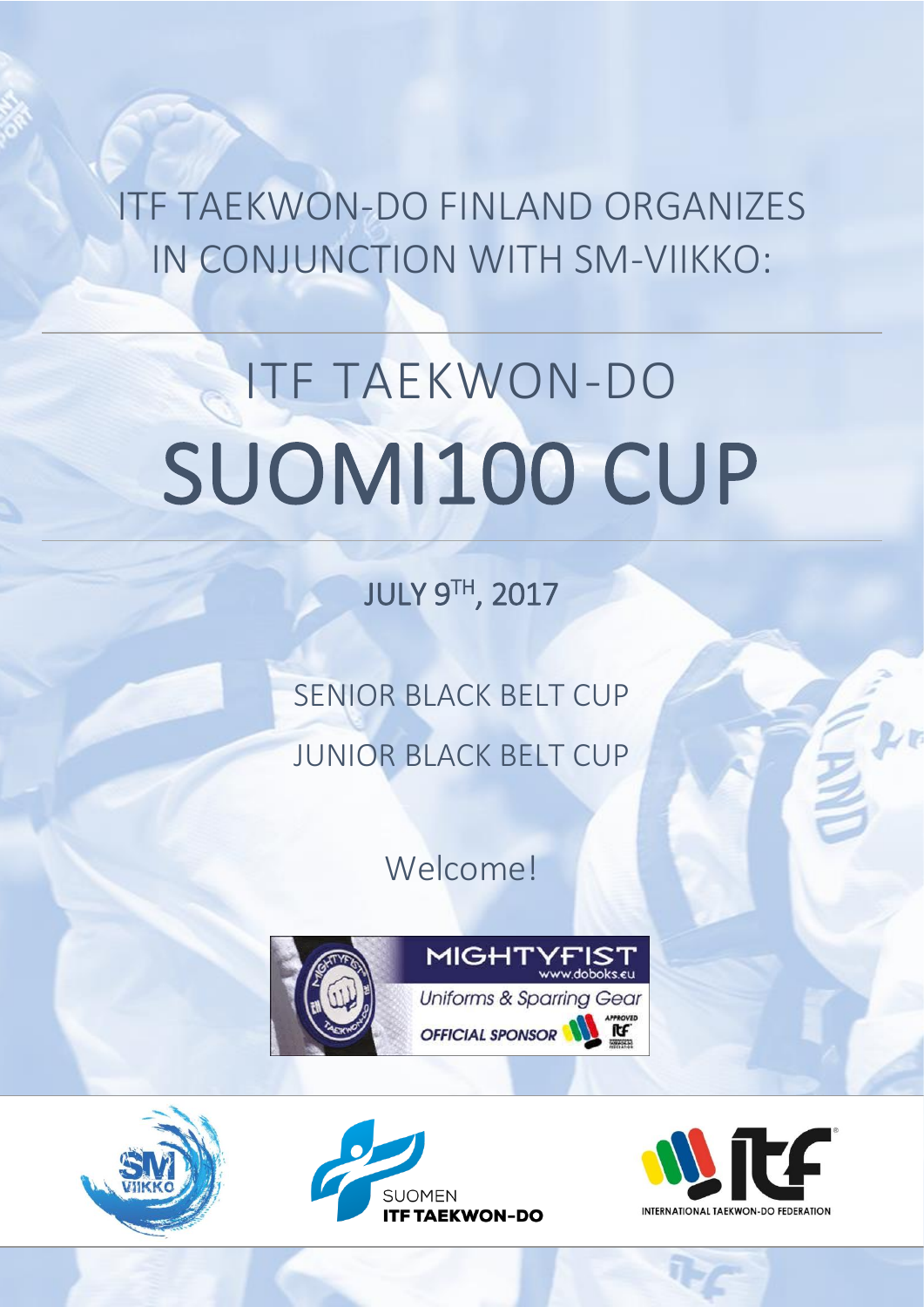ITF TAEKWON-DO FINLAND ORGANIZES IN CONJUNCTION WITH SM-VIIKKO:

# ITF TAEKWON-DO SUOMI100 CUP

## JULY 9TH, 2017

SENIOR BLACK BELT CUP

JUNIOR BLACK BELT CUP

Welcome!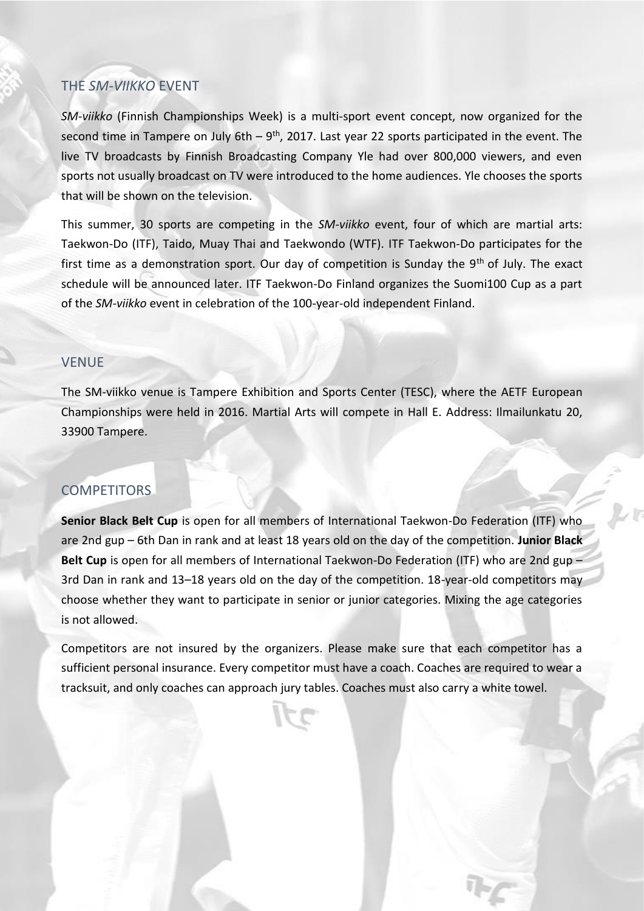## THE *SM-VIIKKO* EVENT

*SM-viikko* (Finnish Championships Week) is a multi-sport event concept, now organized for the second time in Tampere on July 6th – 9th, 2017. Last year 22 sports participated in the event. The live TV broadcasts by Finnish Broadcasting Company Yle had over 800,000 viewers, and even sports not usually broadcast on TV were introduced to the home audiences. Yle chooses the sports that will be shown on the television.

This summer, 30 sports are competing in the *SM-viikko* event, four of which are martial arts: Taekwon-Do (ITF), Taido, Muay Thai and Taekwondo (WTF). ITF Taekwon-Do participates for the first time as a demonstration sport. Our day of competition is Sunday the 9th of July. The exact schedule will be announced later. ITF Taekwon-Do Finland organizes the Suomi100 Cup as a part of the *SM-viikko* event in celebration of the 100-year-old independent Finland.

## VENUE

The SM-viikko venue is Tampere Exhibition and Sports Center (TESC), where the AETF European Championships were held in 2016. Martial Arts will compete in Hall E. Address: Ilmailunkatu 20, 33900 Tampere.

## COMPETITORS

**Senior Black Belt Cup** is open for all members of International Taekwon-Do Federation (ITF) who are 2nd gup – 6th Dan in rank and at least 18 years old on the day of the competition. **Junior Black Belt Cup** is open for all members of International Taekwon-Do Federation (ITF) who are 2nd gup – 3rd Dan in rank and 13–18 years old on the day of the competition. 18-year-old competitors may choose whether they want to participate in senior or junior categories. Mixing the age categories is not allowed.

Competitors are not insured by the organizers. Please make sure that each competitor has a sufficient personal insurance. Every competitor must have a coach. Coaches are required to wear a tracksuit, and only coaches can approach jury tables. Coaches must also carry a white towel.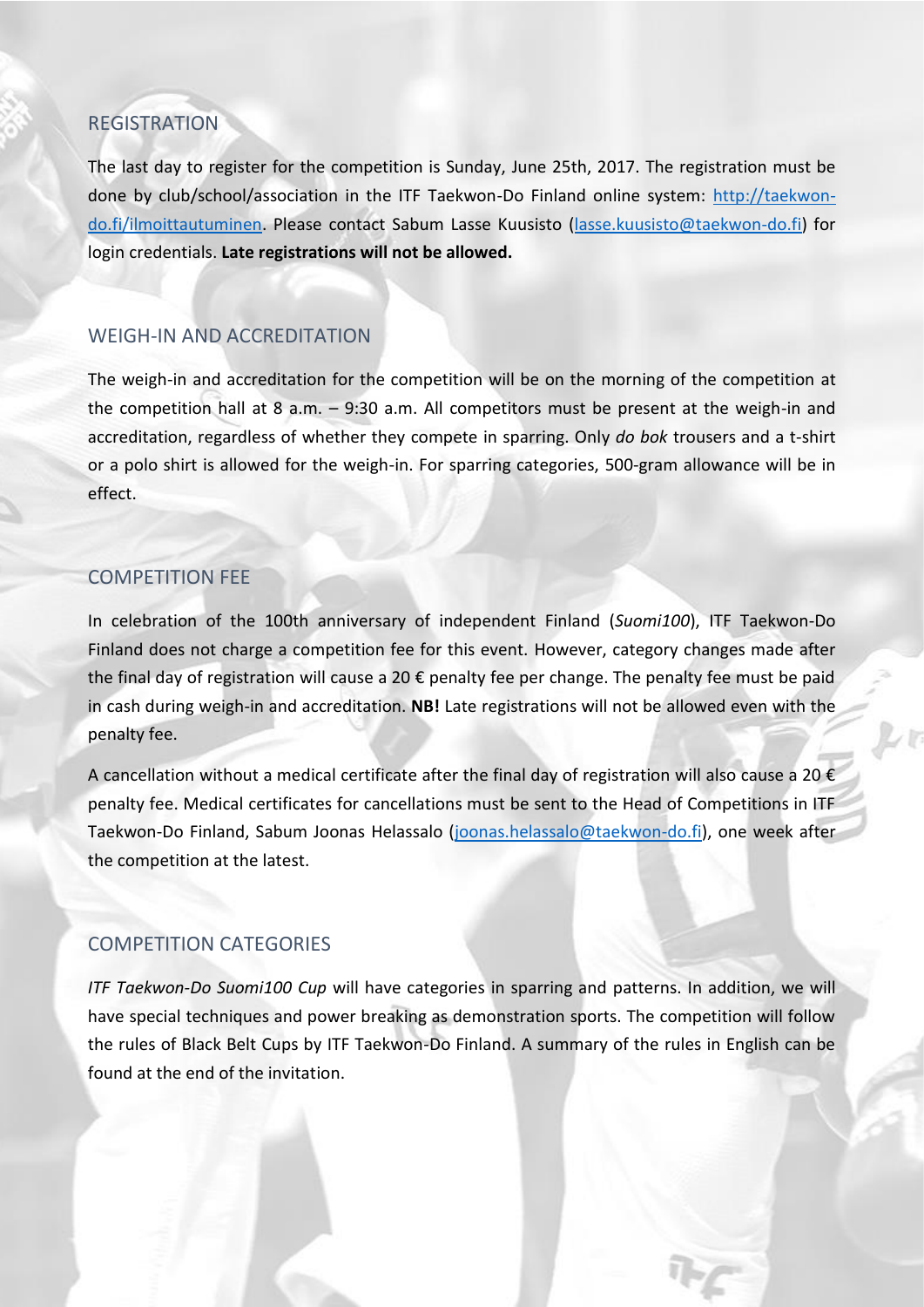## REGISTRATION

The last day to register for the competition is Sunday, June 25th, 2017. The registration must be done by club/school/association in the ITF Taekwon-Do Finland online system: [http://taekwon-do.fi/ilmoittautuminen](http://taekwon-do.fi/ilmoittautuminen). Please contact Sabum Lasse Kuusisto ([lasse.kuusisto@taekwon-do.fi](mailto:lasse.kuusisto@taekwon-do.fi)) for login credentials. **Late registrations will not be allowed.**

## WEIGH-IN AND ACCREDITATION

The weigh-in and accreditation for the competition will be on the morning of the competition at the competition hall at 8 a.m. – 9:30 a.m. All competitors must be present at the weigh-in and accreditation, regardless of whether they compete in sparring. Only *do bok* trousers and a t-shirt or a polo shirt is allowed for the weigh-in. For sparring categories, 500-gram allowance will be in effect.

## COMPETITION FEE

In celebration of the 100th anniversary of independent Finland (*Suomi100*), ITF Taekwon-Do Finland does not charge a competition fee for this event. However, category changes made after the final day of registration will cause a 20 € penalty fee per change. The penalty fee must be paid in cash during weigh-in and accreditation. **NB!** Late registrations will not be allowed even with the penalty fee.

A cancellation without a medical certificate after the final day of registration will also cause a 20 € penalty fee. Medical certificates for cancellations must be sent to the Head of Competitions in ITF Taekwon-Do Finland, Sabum Joonas Helassalo ([joonas.helassalo@taekwon-do.fi](mailto:joonas.helassalo@taekwon-do.fi)), one week after the competition at the latest.

## COMPETITION CATEGORIES

*ITF Taekwon-Do Suomi100 Cup* will have categories in sparring and patterns. In addition, we will have special techniques and power breaking as demonstration sports. The competition will follow the rules of Black Belt Cups by ITF Taekwon-Do Finland. A summary of the rules in English can be found at the end of the invitation.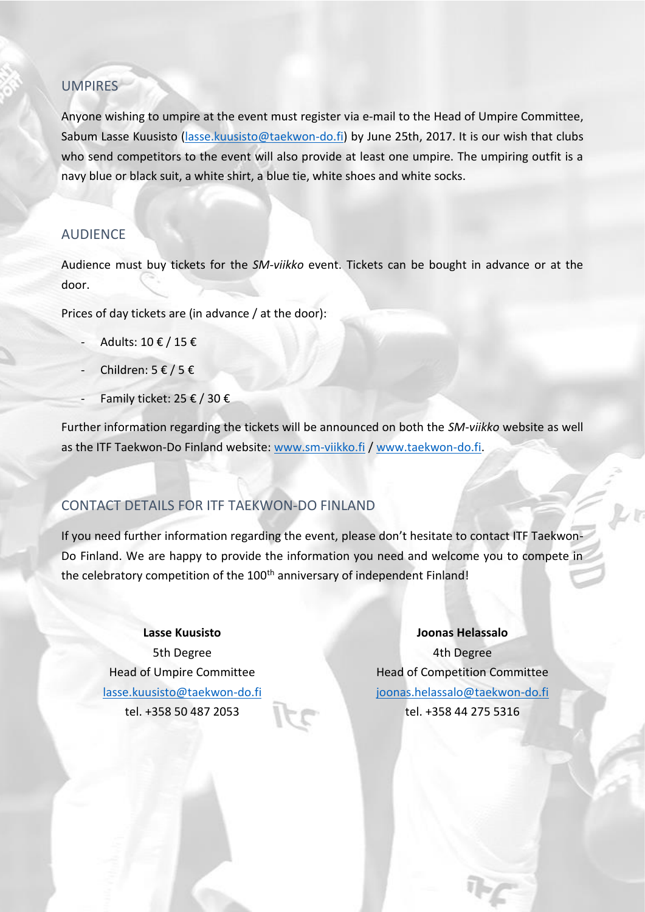## UMPIRES

Anyone wishing to umpire at the event must register via e-mail to the Head of Umpire Committee, Sabum Lasse Kuusisto (lasse.kuusisto@taekwon-do.fi) by June 25th, 2017. It is our wish that clubs who send competitors to the event will also provide at least one umpire. The umpiring outfit is a navy blue or black suit, a white shirt, a blue tie, white shoes and white socks.

## AUDIENCE

Audience must buy tickets for the *SM-viikko* event. Tickets can be bought in advance or at the door.

Prices of day tickets are (in advance / at the door):

- Adults: 10 € / 15 €
- Children: 5 € / 5 €
- Family ticket: 25 € / 30 €

Further information regarding the tickets will be announced on both the *SM-viikko* website as well as the ITF Taekwon-Do Finland website: www.sm-viikko.fi / www.taekwon-do.fi.

## CONTACT DETAILS FOR ITF TAEKWON-DO FINLAND

If you need further information regarding the event, please don't hesitate to contact ITF Taekwon-Do Finland. We are happy to provide the information you need and welcome you to compete in the celebratory competition of the 100th anniversary of independent Finland!

**Lasse Kuusisto**
5th Degree
Head of Umpire Committee
lasse.kuusisto@taekwon-do.fi
tel. +358 50 487 2053

**Joonas Helassalo**
4th Degree
Head of Competition Committee
joonas.helassalo@taekwon-do.fi
tel. +358 44 275 5316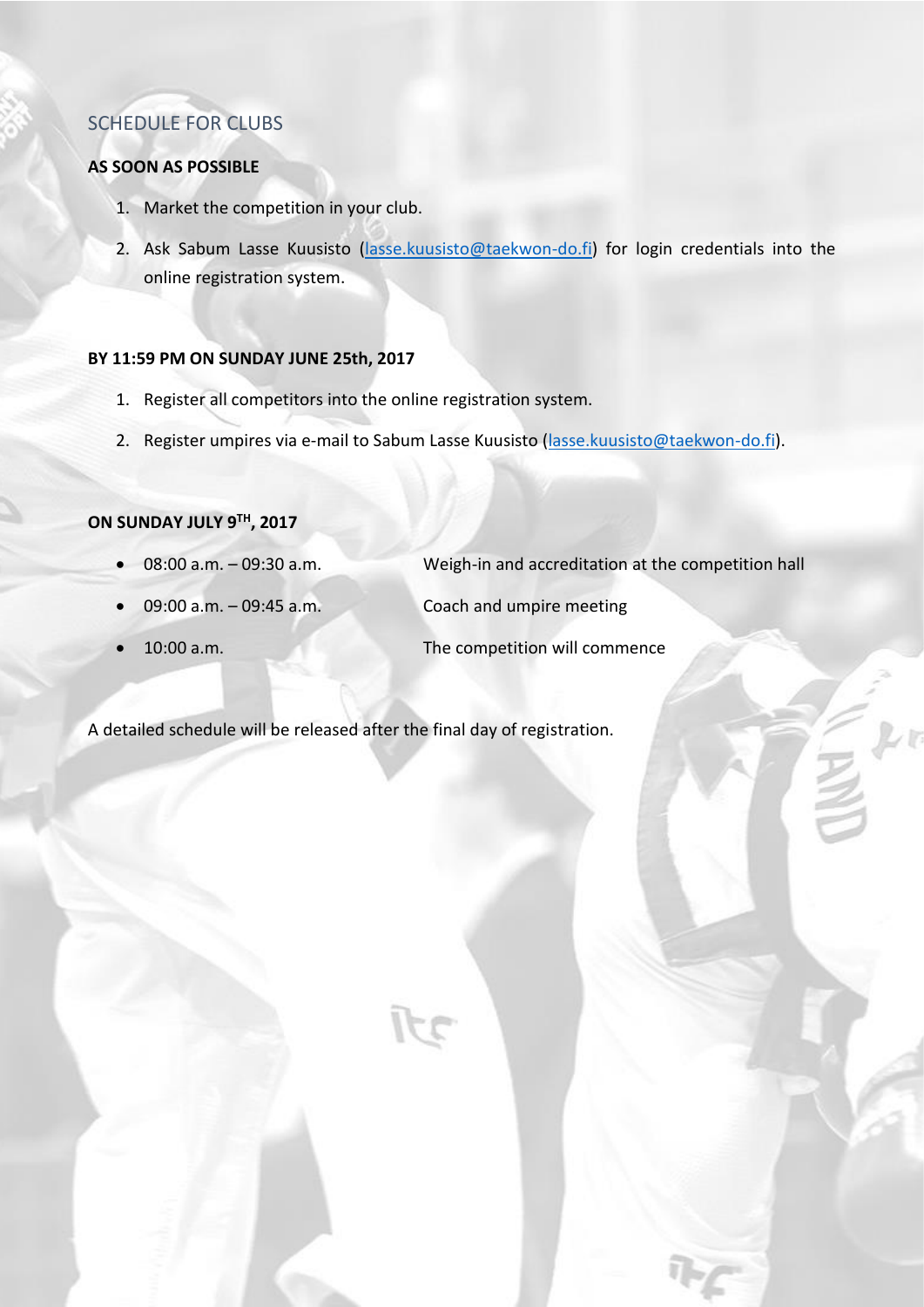## SCHEDULE FOR CLUBS

**AS SOON AS POSSIBLE**

1. Market the competition in your club.
2. Ask Sabum Lasse Kuusisto (lasse.kuusisto@taekwon-do.fi) for login credentials into the online registration system.

**BY 11:59 PM ON SUNDAY JUNE 25th, 2017**

1. Register all competitors into the online registration system.
2. Register umpires via e-mail to Sabum Lasse Kuusisto (lasse.kuusisto@taekwon-do.fi).

**ON SUNDAY JULY 9TH, 2017**

- 08:00 a.m. – 09:30 a.m. Weigh-in and accreditation at the competition hall
- 09:00 a.m. – 09:45 a.m. Coach and umpire meeting
- 10:00 a.m. The competition will commence

A detailed schedule will be released after the final day of registration.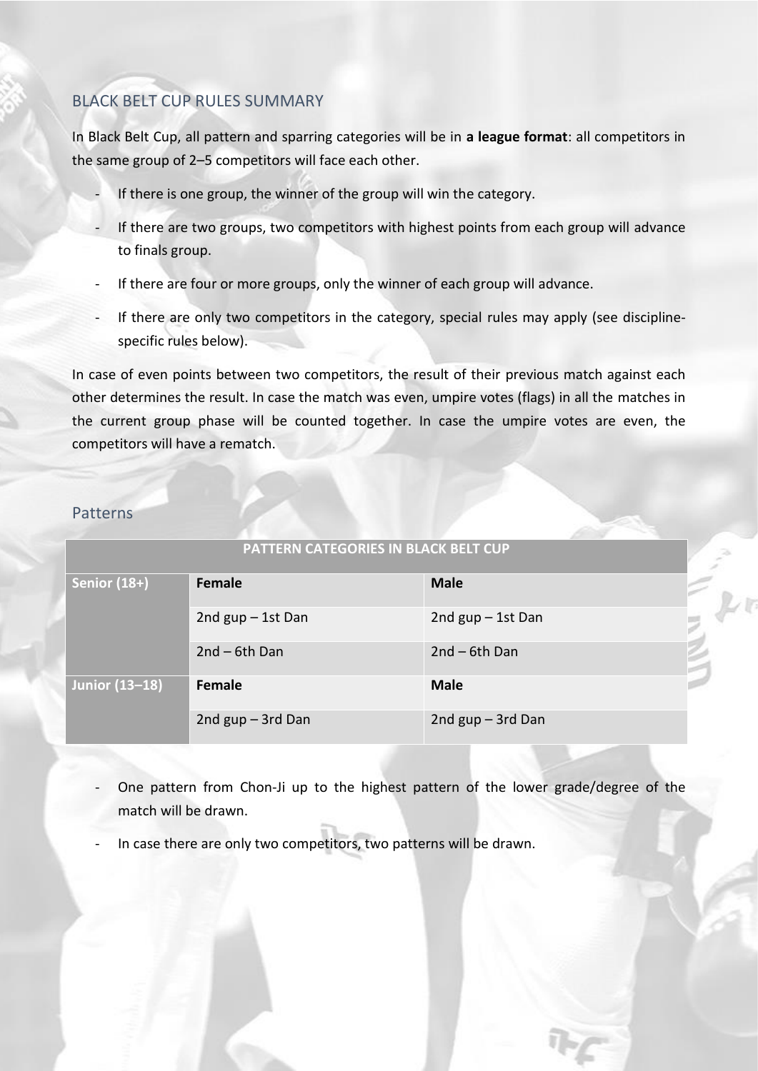## BLACK BELT CUP RULES SUMMARY

In Black Belt Cup, all pattern and sparring categories will be in **a league format**: all competitors in the same group of 2–5 competitors will face each other.

- If there is one group, the winner of the group will win the category.
- If there are two groups, two competitors with highest points from each group will advance to finals group.
- If there are four or more groups, only the winner of each group will advance.
- If there are only two competitors in the category, special rules may apply (see discipline-specific rules below).

In case of even points between two competitors, the result of their previous match against each other determines the result. In case the match was even, umpire votes (flags) in all the matches in the current group phase will be counted together. In case the umpire votes are even, the competitors will have a rematch.

## Patterns

| PATTERN CATEGORIES IN BLACK BELT CUP | | |
|---|---|---|
| **Senior (18+)** | **Female** | **Male** |
| | 2nd gup – 1st Dan | 2nd gup – 1st Dan |
| | 2nd – 6th Dan | 2nd – 6th Dan |
| **Junior (13–18)** | **Female** | **Male** |
| | 2nd gup – 3rd Dan | 2nd gup – 3rd Dan |

- One pattern from Chon-Ji up to the highest pattern of the lower grade/degree of the match will be drawn.
- In case there are only two competitors, two patterns will be drawn.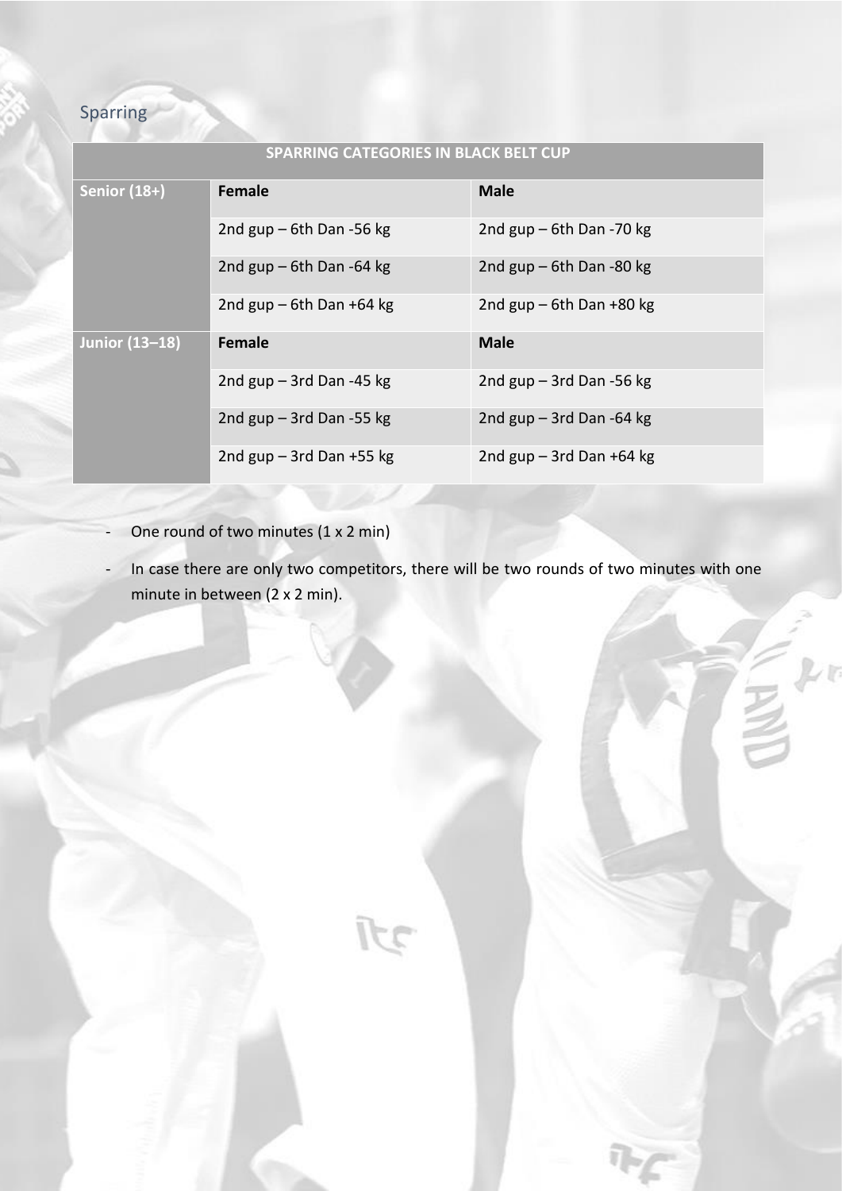## Sparring

| SPARRING CATEGORIES IN BLACK BELT CUP | | |
|---|---|---|
| **Senior (18+)** | **Female** | **Male** |
| | 2nd gup – 6th Dan -56 kg | 2nd gup – 6th Dan -70 kg |
| | 2nd gup – 6th Dan -64 kg | 2nd gup – 6th Dan -80 kg |
| | 2nd gup – 6th Dan +64 kg | 2nd gup – 6th Dan +80 kg |
| **Junior (13–18)** | **Female** | **Male** |
| | 2nd gup – 3rd Dan -45 kg | 2nd gup – 3rd Dan -56 kg |
| | 2nd gup – 3rd Dan -55 kg | 2nd gup – 3rd Dan -64 kg |
| | 2nd gup – 3rd Dan +55 kg | 2nd gup – 3rd Dan +64 kg |

- One round of two minutes (1 x 2 min)
- In case there are only two competitors, there will be two rounds of two minutes with one minute in between (2 x 2 min).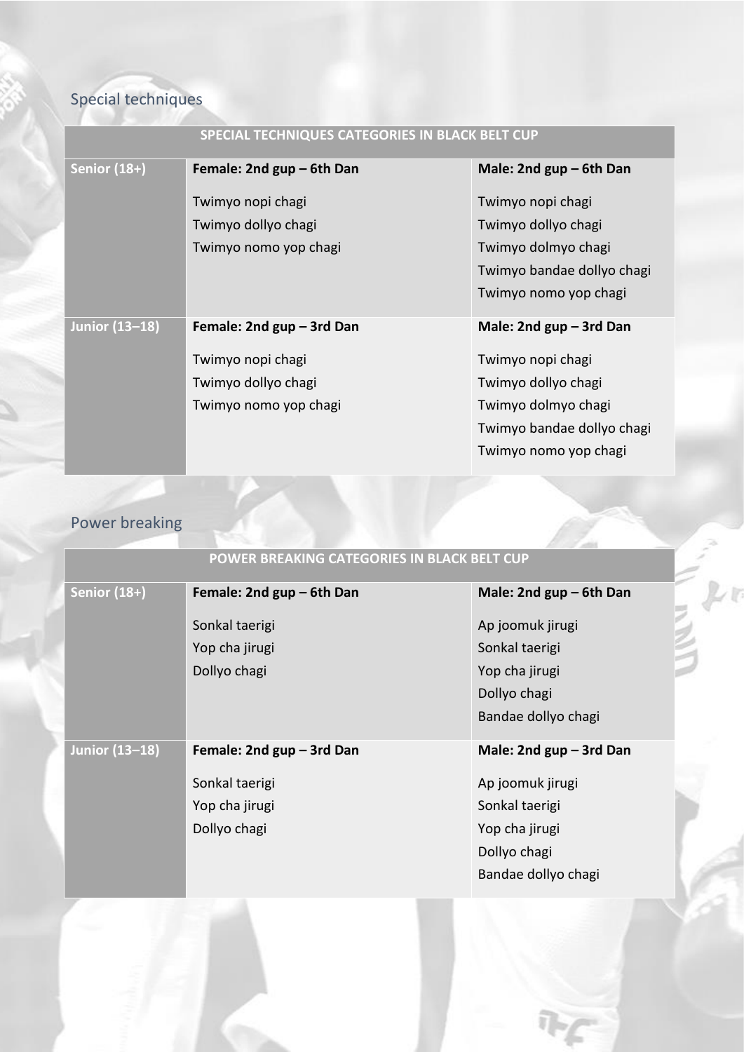## Special techniques

| SPECIAL TECHNIQUES CATEGORIES IN BLACK BELT CUP | | |
|---|---|---|
| **Senior (18+)** | **Female: 2nd gup – 6th Dan**<br>Twimyo nopi chagi<br>Twimyo dollyo chagi<br>Twimyo nomo yop chagi | **Male: 2nd gup – 6th Dan**<br>Twimyo nopi chagi<br>Twimyo dollyo chagi<br>Twimyo dolmyo chagi<br>Twimyo bandae dollyo chagi<br>Twimyo nomo yop chagi |
| **Junior (13–18)** | **Female: 2nd gup – 3rd Dan**<br>Twimyo nopi chagi<br>Twimyo dollyo chagi<br>Twimyo nomo yop chagi | **Male: 2nd gup – 3rd Dan**<br>Twimyo nopi chagi<br>Twimyo dollyo chagi<br>Twimyo dolmyo chagi<br>Twimyo bandae dollyo chagi<br>Twimyo nomo yop chagi |

## Power breaking

| POWER BREAKING CATEGORIES IN BLACK BELT CUP | | |
|---|---|---|
| **Senior (18+)** | **Female: 2nd gup – 6th Dan**<br>Sonkal taerigi<br>Yop cha jirugi<br>Dollyo chagi | **Male: 2nd gup – 6th Dan**<br>Ap joomuk jirugi<br>Sonkal taerigi<br>Yop cha jirugi<br>Dollyo chagi<br>Bandae dollyo chagi |
| **Junior (13–18)** | **Female: 2nd gup – 3rd Dan**<br>Sonkal taerigi<br>Yop cha jirugi<br>Dollyo chagi | **Male: 2nd gup – 3rd Dan**<br>Ap joomuk jirugi<br>Sonkal taerigi<br>Yop cha jirugi<br>Dollyo chagi<br>Bandae dollyo chagi |